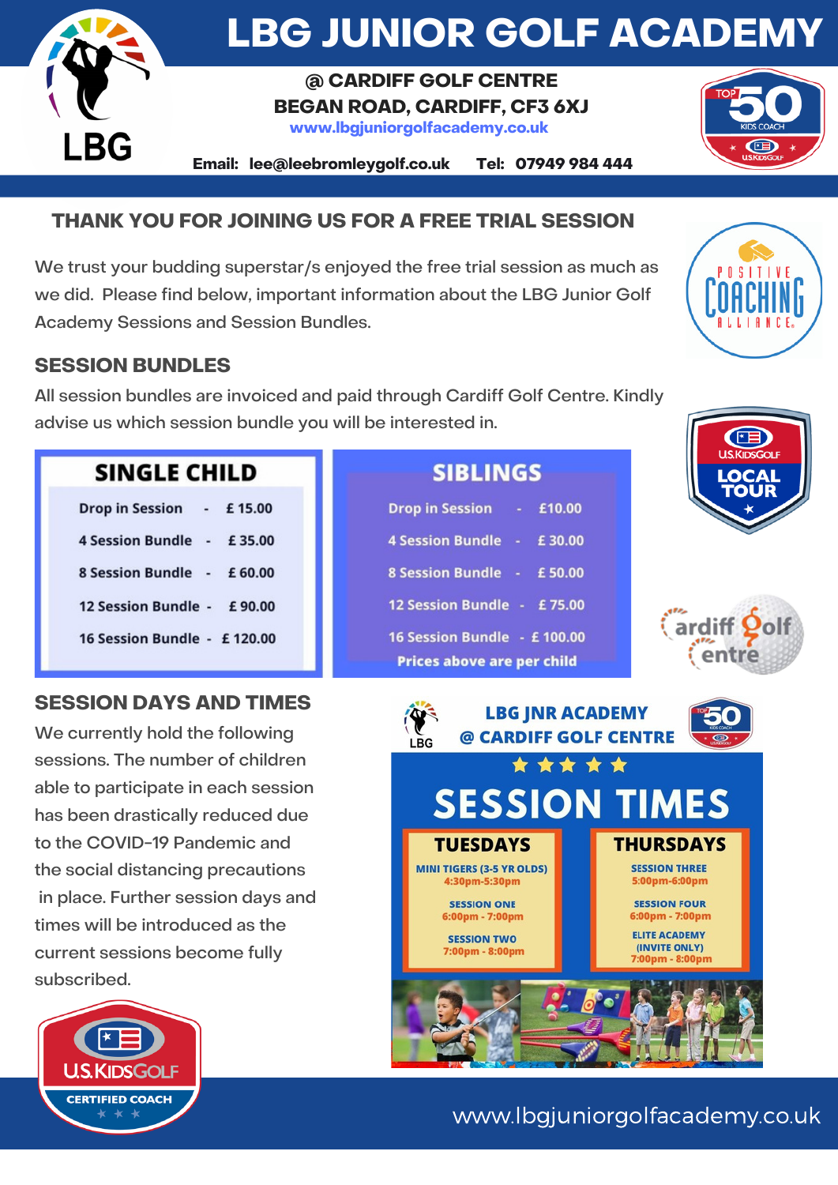# LBG JUNIOR GOLF ACADEMY

**@ CARDIFF GOLF CENTRE**
**BEGAN ROAD, CARDIFF, CF3 6XJ**
www.lbgjuniorgolfacademy.co.uk

**Email: lee@leebromleygolf.co.uk Tel: 07949 984 444**

## THANK YOU FOR JOINING US FOR A FREE TRIAL SESSION

We trust your budding superstar/s enjoyed the free trial session as much as we did. Please find below, important information about the LBG Junior Golf Academy Sessions and Session Bundles.

## SESSION BUNDLES

All session bundles are invoiced and paid through Cardiff Golf Centre. Kindly advise us which session bundle you will be interested in.

### SINGLE CHILD

| Session | Price |
|---|---|
| Drop in Session | £ 15.00 |
| 4 Session Bundle | £ 35.00 |
| 8 Session Bundle | £ 60.00 |
| 12 Session Bundle | £ 90.00 |
| 16 Session Bundle | £ 120.00 |

### SIBLINGS

| Session | Price |
|---|---|
| Drop in Session | £10.00 |
| 4 Session Bundle | £ 30.00 |
| 8 Session Bundle | £ 50.00 |
| 12 Session Bundle | £ 75.00 |
| 16 Session Bundle | £ 100.00 |

Prices above are per child

## SESSION DAYS AND TIMES

We currently hold the following sessions. The number of children able to participate in each session has been drastically reduced due to the COVID-19 Pandemic and the social distancing precautions in place. Further session days and times will be introduced as the current sessions become fully subscribed.

### LBG JNR ACADEMY @ CARDIFF GOLF CENTRE – SESSION TIMES

| TUESDAYS | THURSDAYS |
|---|---|
| MINI TIGERS (3-5 YR OLDS) 4:30pm-5:30pm | SESSION THREE 5:00pm-6:00pm |
| SESSION ONE 6:00pm - 7:00pm | SESSION FOUR 6:00pm - 7:00pm |
| SESSION TWO 7:00pm - 8:00pm | ELITE ACADEMY (INVITE ONLY) 7:00pm - 8:00pm |

www.lbgjuniorgolfacademy.co.uk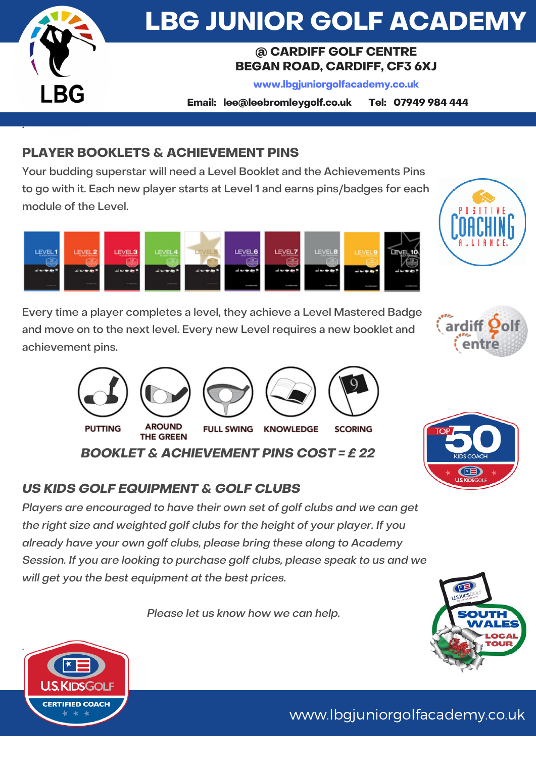# LBG JUNIOR GOLF ACADEMY

**@ CARDIFF GOLF CENTRE**
**BEGAN ROAD, CARDIFF, CF3 6XJ**

**www.lbgjuniorgolfacademy.co.uk**

**Email: lee@leebromleygolf.co.uk Tel: 07949 984 444**

## PLAYER BOOKLETS & ACHIEVEMENT PINS

Your budding superstar will need a Level Booklet and the Achievements Pins to go with it. Each new player starts at Level 1 and earns pins/badges for each module of the Level.

LEVEL 1 LEVEL 2 LEVEL 3 LEVEL 4 LEVEL 5 LEVEL 6 LEVEL 7 LEVEL 8 LEVEL 9 LEVEL 10

Every time a player completes a level, they achieve a Level Mastered Badge and move on to the next level. Every new Level requires a new booklet and achievement pins.

PUTTING AROUND THE GREEN FULL SWING KNOWLEDGE SCORING

***BOOKLET & ACHIEVEMENT PINS COST = £ 22***

## *US KIDS GOLF EQUIPMENT & GOLF CLUBS*

*Players are encouraged to have their own set of golf clubs and we can get the right size and weighted golf clubs for the height of your player. If you already have your own golf clubs, please bring these along to Academy Session. If you are looking to purchase golf clubs, please speak to us and we will get you the best equipment at the best prices.*

*Please let us know how we can help.*

www.lbgjuniorgolfacademy.co.uk